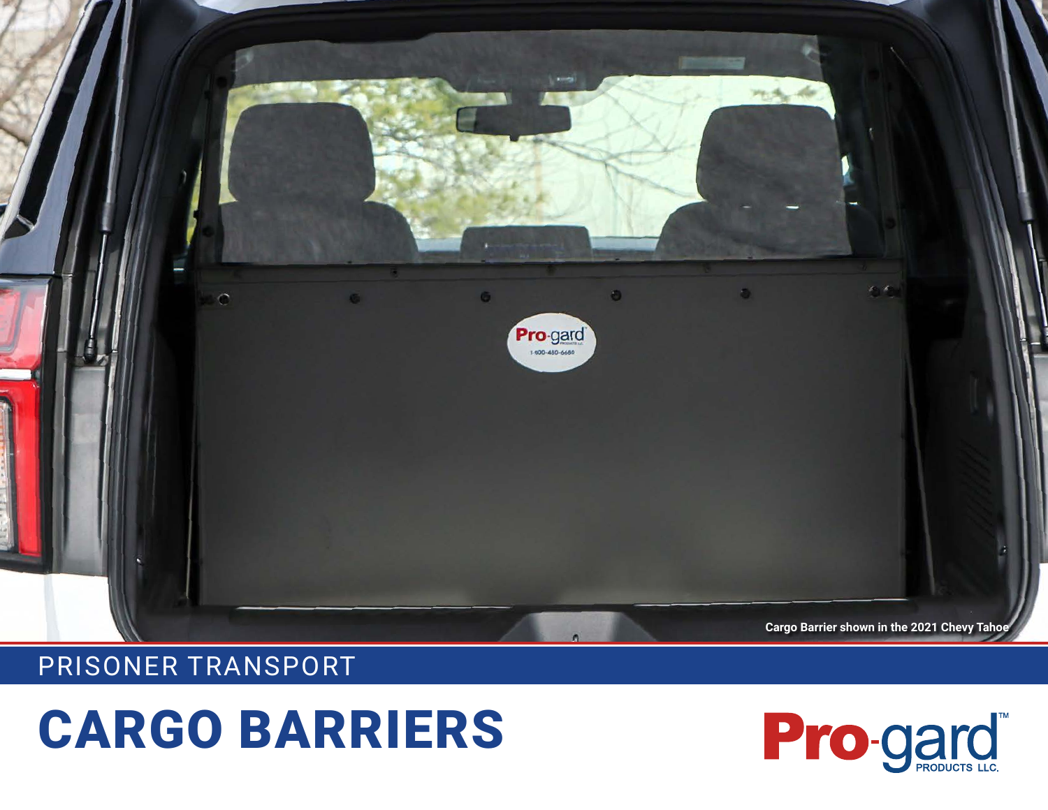Cargo Barrier shown in the 2021 Chevy Tahoe

PRISONER TRANSPORT

# CARGO BARRIERS

Pro-gard™ PRODUCTS LLC.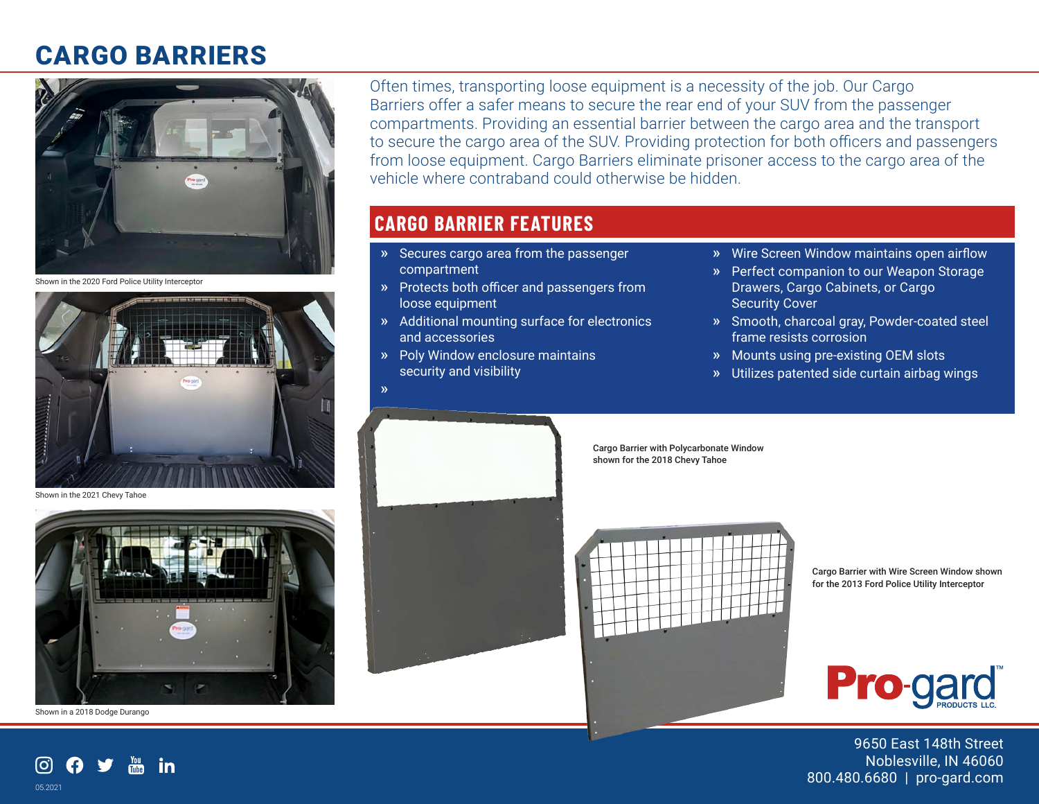# CARGO BARRIERS

Shown in the 2020 Ford Police Utility Interceptor

Shown in the 2021 Chevy Tahoe

Shown in a 2018 Dodge Durango

Often times, transporting loose equipment is a necessity of the job. Our Cargo Barriers offer a safer means to secure the rear end of your SUV from the passenger compartments. Providing an essential barrier between the cargo area and the transport to secure the cargo area of the SUV. Providing protection for both officers and passengers from loose equipment. Cargo Barriers eliminate prisoner access to the cargo area of the vehicle where contraband could otherwise be hidden.

## CARGO BARRIER FEATURES

- Secures cargo area from the passenger compartment
- Protects both officer and passengers from loose equipment
- Additional mounting surface for electronics and accessories
- Poly Window enclosure maintains security and visibility
- 
- Wire Screen Window maintains open airflow
- Perfect companion to our Weapon Storage Drawers, Cargo Cabinets, or Cargo Security Cover
- Smooth, charcoal gray, Powder-coated steel frame resists corrosion
- Mounts using pre-existing OEM slots
- Utilizes patented side curtain airbag wings

Cargo Barrier with Polycarbonate Window shown for the 2018 Chevy Tahoe

Cargo Barrier with Wire Screen Window shown for the 2013 Ford Police Utility Interceptor

Pro-gard™ PRODUCTS LLC.

9650 East 148th Street
Noblesville, IN 46060
800.480.6680 | pro-gard.com

05.2021